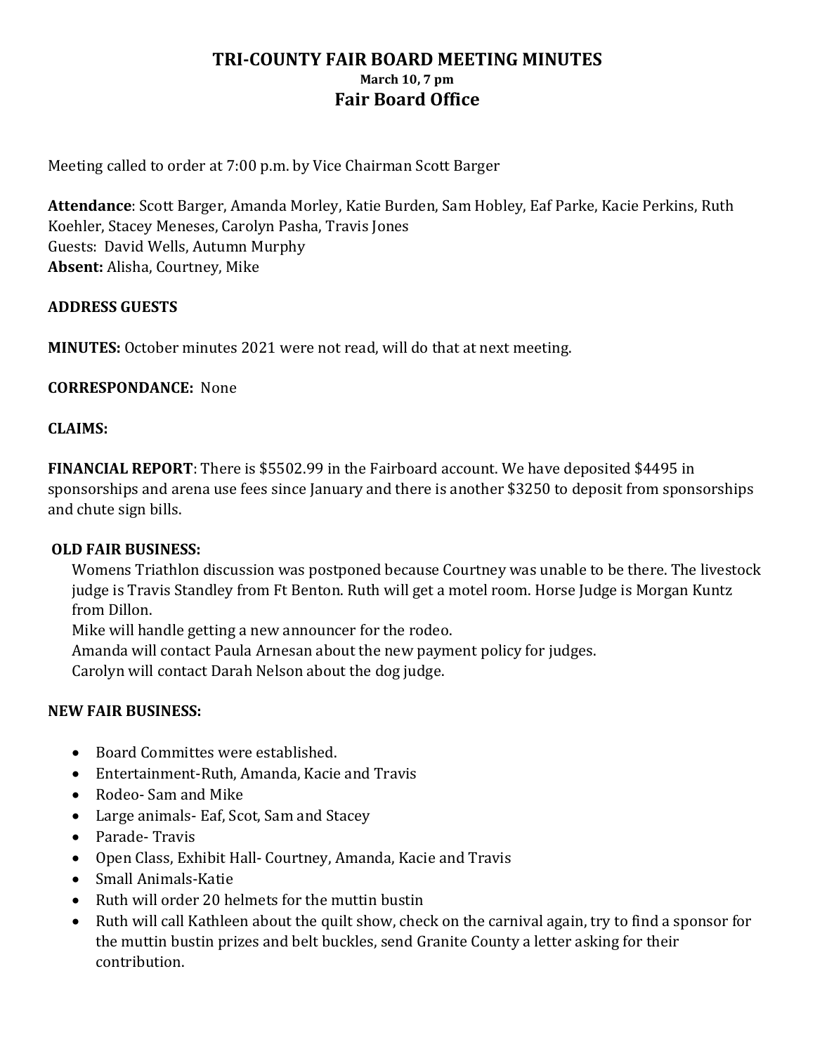# TRI-COUNTY FAIR BOARD MEETING MINUTES

**March 10, 7 pm**

## Fair Board Office

Meeting called to order at 7:00 p.m. by Vice Chairman Scott Barger

**Attendance**: Scott Barger, Amanda Morley, Katie Burden, Sam Hobley, Eaf Parke, Kacie Perkins, Ruth Koehler, Stacey Meneses, Carolyn Pasha, Travis Jones
Guests: David Wells, Autumn Murphy
**Absent:** Alisha, Courtney, Mike

**ADDRESS GUESTS**

**MINUTES:** October minutes 2021 were not read, will do that at next meeting.

**CORRESPONDANCE:** None

**CLAIMS:**

**FINANCIAL REPORT**: There is $5502.99 in the Fairboard account. We have deposited $4495 in sponsorships and arena use fees since January and there is another $3250 to deposit from sponsorships and chute sign bills.

**OLD FAIR BUSINESS:**

Womens Triathlon discussion was postponed because Courtney was unable to be there. The livestock judge is Travis Standley from Ft Benton. Ruth will get a motel room. Horse Judge is Morgan Kuntz from Dillon.
Mike will handle getting a new announcer for the rodeo.
Amanda will contact Paula Arnesan about the new payment policy for judges.
Carolyn will contact Darah Nelson about the dog judge.

**NEW FAIR BUSINESS:**

- Board Committes were established.
- Entertainment-Ruth, Amanda, Kacie and Travis
- Rodeo- Sam and Mike
- Large animals- Eaf, Scot, Sam and Stacey
- Parade- Travis
- Open Class, Exhibit Hall- Courtney, Amanda, Kacie and Travis
- Small Animals-Katie
- Ruth will order 20 helmets for the muttin bustin
- Ruth will call Kathleen about the quilt show, check on the carnival again, try to find a sponsor for the muttin bustin prizes and belt buckles, send Granite County a letter asking for their contribution.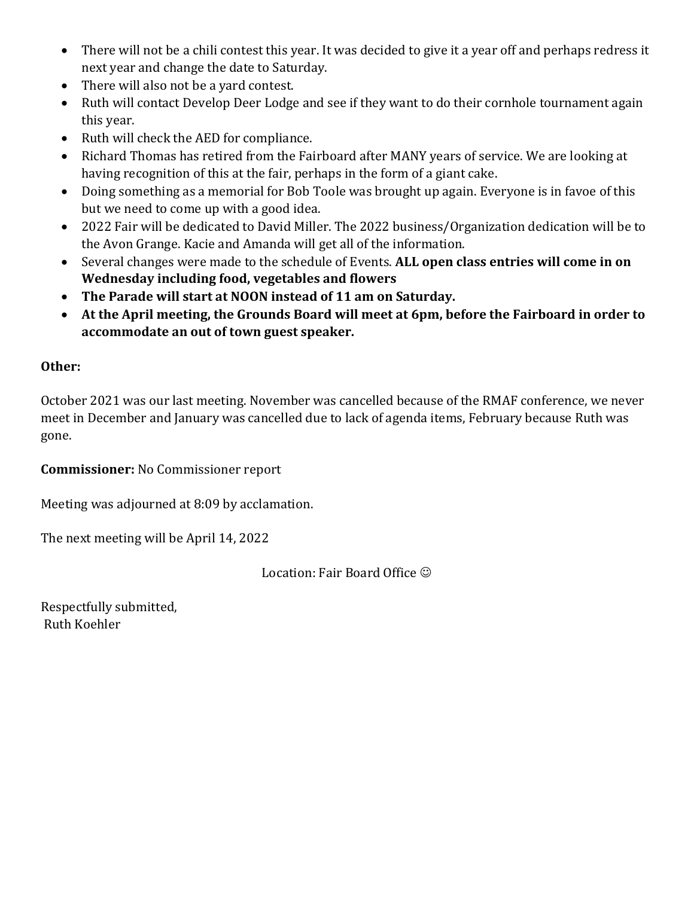- There will not be a chili contest this year. It was decided to give it a year off and perhaps redress it next year and change the date to Saturday.
- There will also not be a yard contest.
- Ruth will contact Develop Deer Lodge and see if they want to do their cornhole tournament again this year.
- Ruth will check the AED for compliance.
- Richard Thomas has retired from the Fairboard after MANY years of service. We are looking at having recognition of this at the fair, perhaps in the form of a giant cake.
- Doing something as a memorial for Bob Toole was brought up again. Everyone is in favoe of this but we need to come up with a good idea.
- 2022 Fair will be dedicated to David Miller. The 2022 business/Organization dedication will be to the Avon Grange. Kacie and Amanda will get all of the information.
- Several changes were made to the schedule of Events. **ALL open class entries will come in on Wednesday including food, vegetables and flowers**
- **The Parade will start at NOON instead of 11 am on Saturday.**
- **At the April meeting, the Grounds Board will meet at 6pm, before the Fairboard in order to accommodate an out of town guest speaker.**

**Other:**

October 2021 was our last meeting. November was cancelled because of the RMAF conference, we never meet in December and January was cancelled due to lack of agenda items, February because Ruth was gone.

**Commissioner:** No Commissioner report

Meeting was adjourned at 8:09 by acclamation.

The next meeting will be April 14, 2022

Location: Fair Board Office ☺

Respectfully submitted,
Ruth Koehler